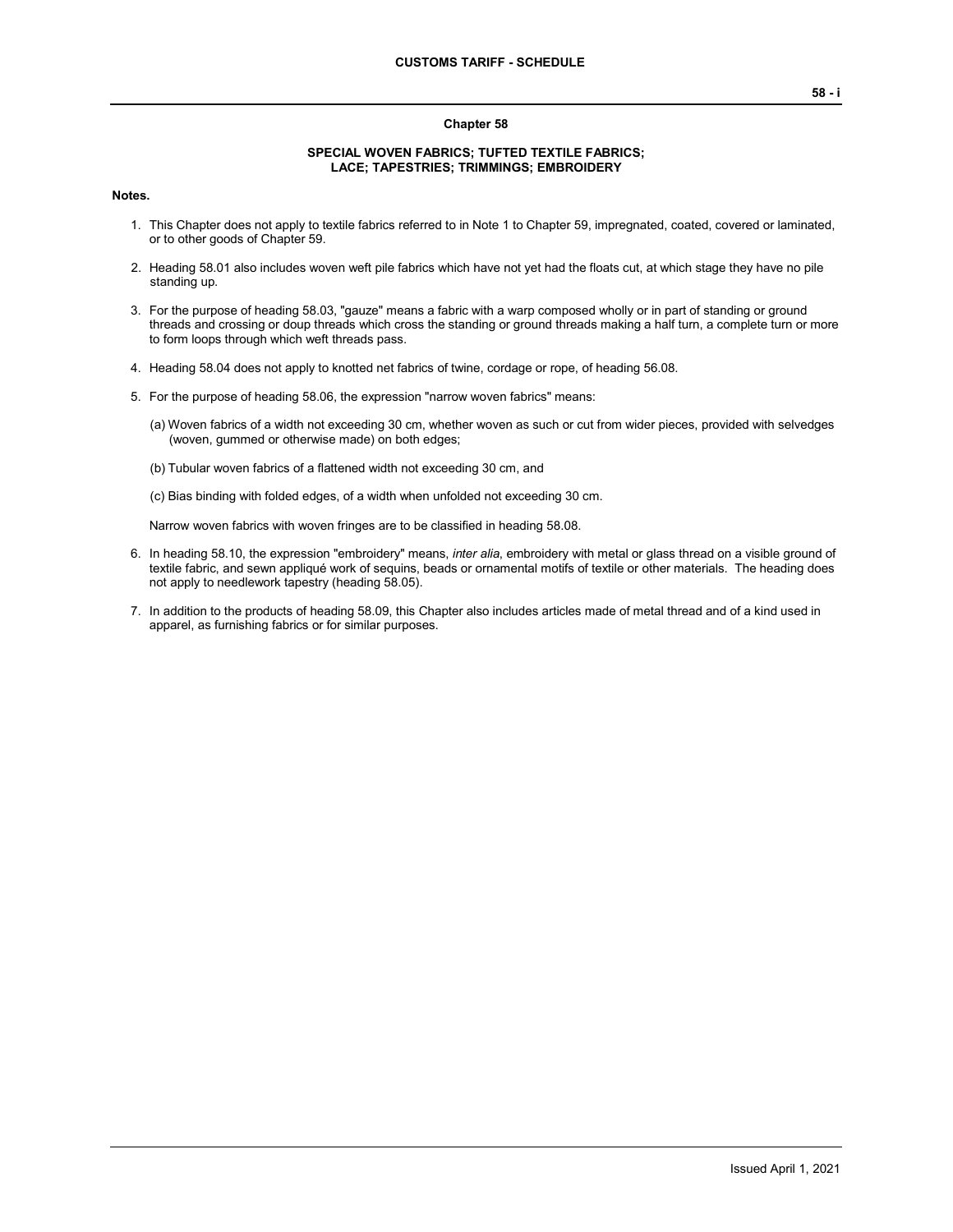# Chapter 58

## SPECIAL WOVEN FABRICS; TUFTED TEXTILE FABRICS; LACE; TAPESTRIES; TRIMMINGS; EMBROIDERY

**Notes.**

1. This Chapter does not apply to textile fabrics referred to in Note 1 to Chapter 59, impregnated, coated, covered or laminated, or to other goods of Chapter 59.

2. Heading 58.01 also includes woven weft pile fabrics which have not yet had the floats cut, at which stage they have no pile standing up.

3. For the purpose of heading 58.03, "gauze" means a fabric with a warp composed wholly or in part of standing or ground threads and crossing or doup threads which cross the standing or ground threads making a half turn, a complete turn or more to form loops through which weft threads pass.

4. Heading 58.04 does not apply to knotted net fabrics of twine, cordage or rope, of heading 56.08.

5. For the purpose of heading 58.06, the expression "narrow woven fabrics" means:

   (a) Woven fabrics of a width not exceeding 30 cm, whether woven as such or cut from wider pieces, provided with selvedges (woven, gummed or otherwise made) on both edges;

   (b) Tubular woven fabrics of a flattened width not exceeding 30 cm, and

   (c) Bias binding with folded edges, of a width when unfolded not exceeding 30 cm.

   Narrow woven fabrics with woven fringes are to be classified in heading 58.08.

6. In heading 58.10, the expression "embroidery" means, *inter alia*, embroidery with metal or glass thread on a visible ground of textile fabric, and sewn appliqué work of sequins, beads or ornamental motifs of textile or other materials. The heading does not apply to needlework tapestry (heading 58.05).

7. In addition to the products of heading 58.09, this Chapter also includes articles made of metal thread and of a kind used in apparel, as furnishing fabrics or for similar purposes.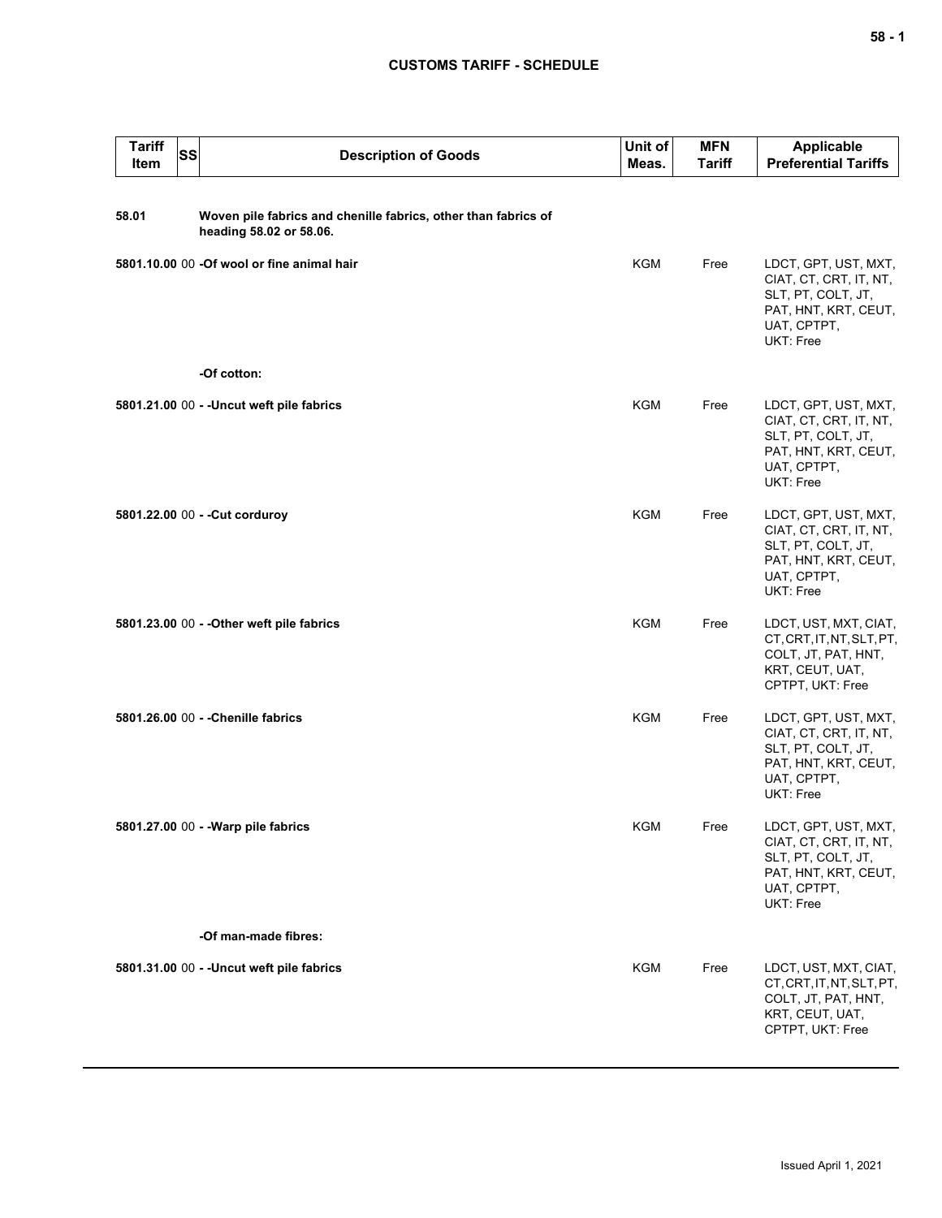| Tariff Item | SS | Description of Goods | Unit of Meas. | MFN Tariff | Applicable Preferential Tariffs |
|---|---|---|---|---|---|
| **58.01** | | **Woven pile fabrics and chenille fabrics, other than fabrics of heading 58.02 or 58.06.** | | | |
| **5801.10.00** | 00 | **-Of wool or fine animal hair** | KGM | Free | LDCT, GPT, UST, MXT, CIAT, CT, CRT, IT, NT, SLT, PT, COLT, JT, PAT, HNT, KRT, CEUT, UAT, CPTPT, UKT: Free |
| | | **-Of cotton:** | | | |
| **5801.21.00** | 00 | **- -Uncut weft pile fabrics** | KGM | Free | LDCT, GPT, UST, MXT, CIAT, CT, CRT, IT, NT, SLT, PT, COLT, JT, PAT, HNT, KRT, CEUT, UAT, CPTPT, UKT: Free |
| **5801.22.00** | 00 | **- -Cut corduroy** | KGM | Free | LDCT, GPT, UST, MXT, CIAT, CT, CRT, IT, NT, SLT, PT, COLT, JT, PAT, HNT, KRT, CEUT, UAT, CPTPT, UKT: Free |
| **5801.23.00** | 00 | **- -Other weft pile fabrics** | KGM | Free | LDCT, UST, MXT, CIAT, CT, CRT, IT, NT, SLT, PT, COLT, JT, PAT, HNT, KRT, CEUT, UAT, CPTPT, UKT: Free |
| **5801.26.00** | 00 | **- -Chenille fabrics** | KGM | Free | LDCT, GPT, UST, MXT, CIAT, CT, CRT, IT, NT, SLT, PT, COLT, JT, PAT, HNT, KRT, CEUT, UAT, CPTPT, UKT: Free |
| **5801.27.00** | 00 | **- -Warp pile fabrics** | KGM | Free | LDCT, GPT, UST, MXT, CIAT, CT, CRT, IT, NT, SLT, PT, COLT, JT, PAT, HNT, KRT, CEUT, UAT, CPTPT, UKT: Free |
| | | **-Of man-made fibres:** | | | |
| **5801.31.00** | 00 | **- -Uncut weft pile fabrics** | KGM | Free | LDCT, UST, MXT, CIAT, CT, CRT, IT, NT, SLT, PT, COLT, JT, PAT, HNT, KRT, CEUT, UAT, CPTPT, UKT: Free |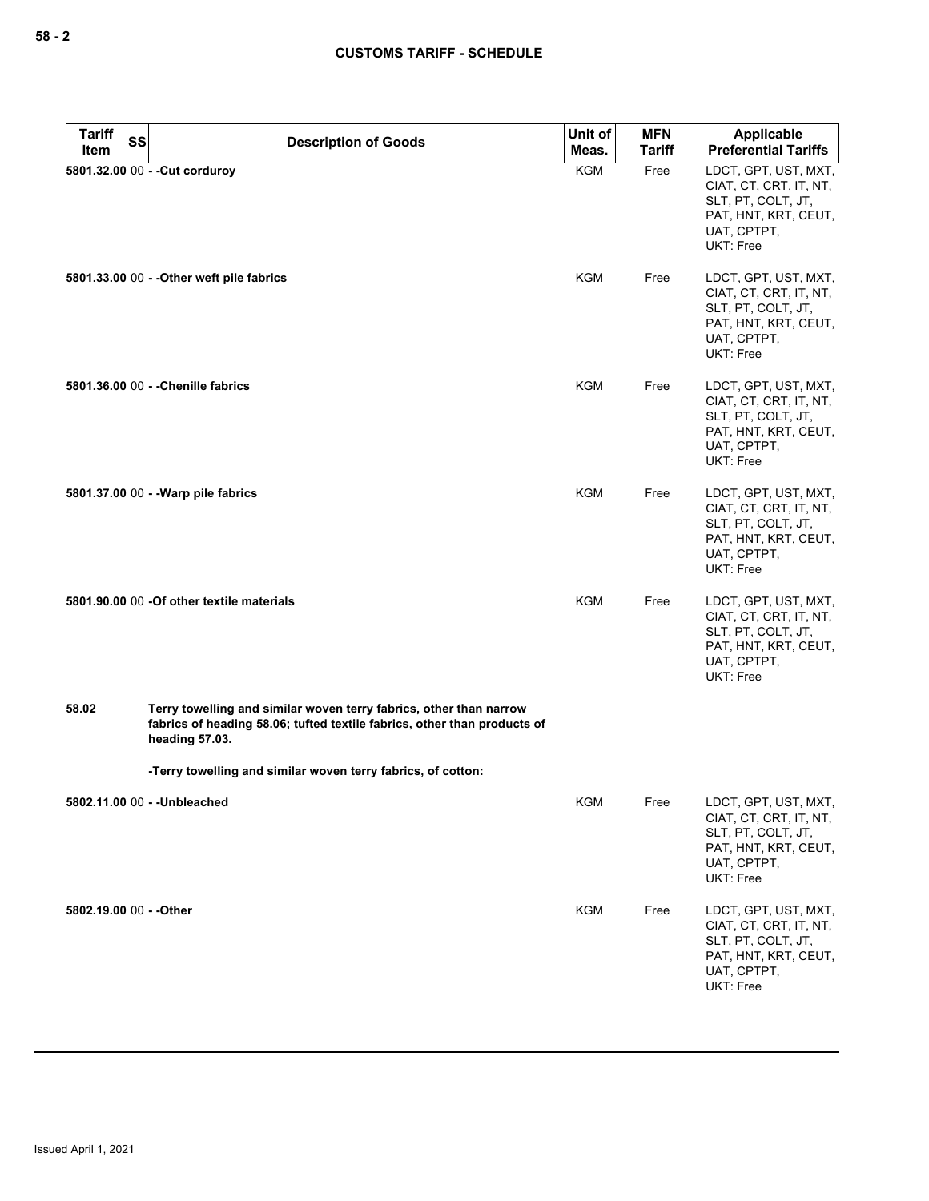| Tariff Item | SS | Description of Goods | Unit of Meas. | MFN Tariff | Applicable Preferential Tariffs |
|---|---|---|---|---|---|
| 5801.32.00 | 00 | - -Cut corduroy | KGM | Free | LDCT, GPT, UST, MXT, CIAT, CT, CRT, IT, NT, SLT, PT, COLT, JT, PAT, HNT, KRT, CEUT, UAT, CPTPT, UKT: Free |
| 5801.33.00 | 00 | - -Other weft pile fabrics | KGM | Free | LDCT, GPT, UST, MXT, CIAT, CT, CRT, IT, NT, SLT, PT, COLT, JT, PAT, HNT, KRT, CEUT, UAT, CPTPT, UKT: Free |
| 5801.36.00 | 00 | - -Chenille fabrics | KGM | Free | LDCT, GPT, UST, MXT, CIAT, CT, CRT, IT, NT, SLT, PT, COLT, JT, PAT, HNT, KRT, CEUT, UAT, CPTPT, UKT: Free |
| 5801.37.00 | 00 | - -Warp pile fabrics | KGM | Free | LDCT, GPT, UST, MXT, CIAT, CT, CRT, IT, NT, SLT, PT, COLT, JT, PAT, HNT, KRT, CEUT, UAT, CPTPT, UKT: Free |
| 5801.90.00 | 00 | -Of other textile materials | KGM | Free | LDCT, GPT, UST, MXT, CIAT, CT, CRT, IT, NT, SLT, PT, COLT, JT, PAT, HNT, KRT, CEUT, UAT, CPTPT, UKT: Free |
| 58.02 | | **Terry towelling and similar woven terry fabrics, other than narrow fabrics of heading 58.06; tufted textile fabrics, other than products of heading 57.03.** | | | |
| | | -Terry towelling and similar woven terry fabrics, of cotton: | | | |
| 5802.11.00 | 00 | - -Unbleached | KGM | Free | LDCT, GPT, UST, MXT, CIAT, CT, CRT, IT, NT, SLT, PT, COLT, JT, PAT, HNT, KRT, CEUT, UAT, CPTPT, UKT: Free |
| 5802.19.00 | 00 | - -Other | KGM | Free | LDCT, GPT, UST, MXT, CIAT, CT, CRT, IT, NT, SLT, PT, COLT, JT, PAT, HNT, KRT, CEUT, UAT, CPTPT, UKT: Free |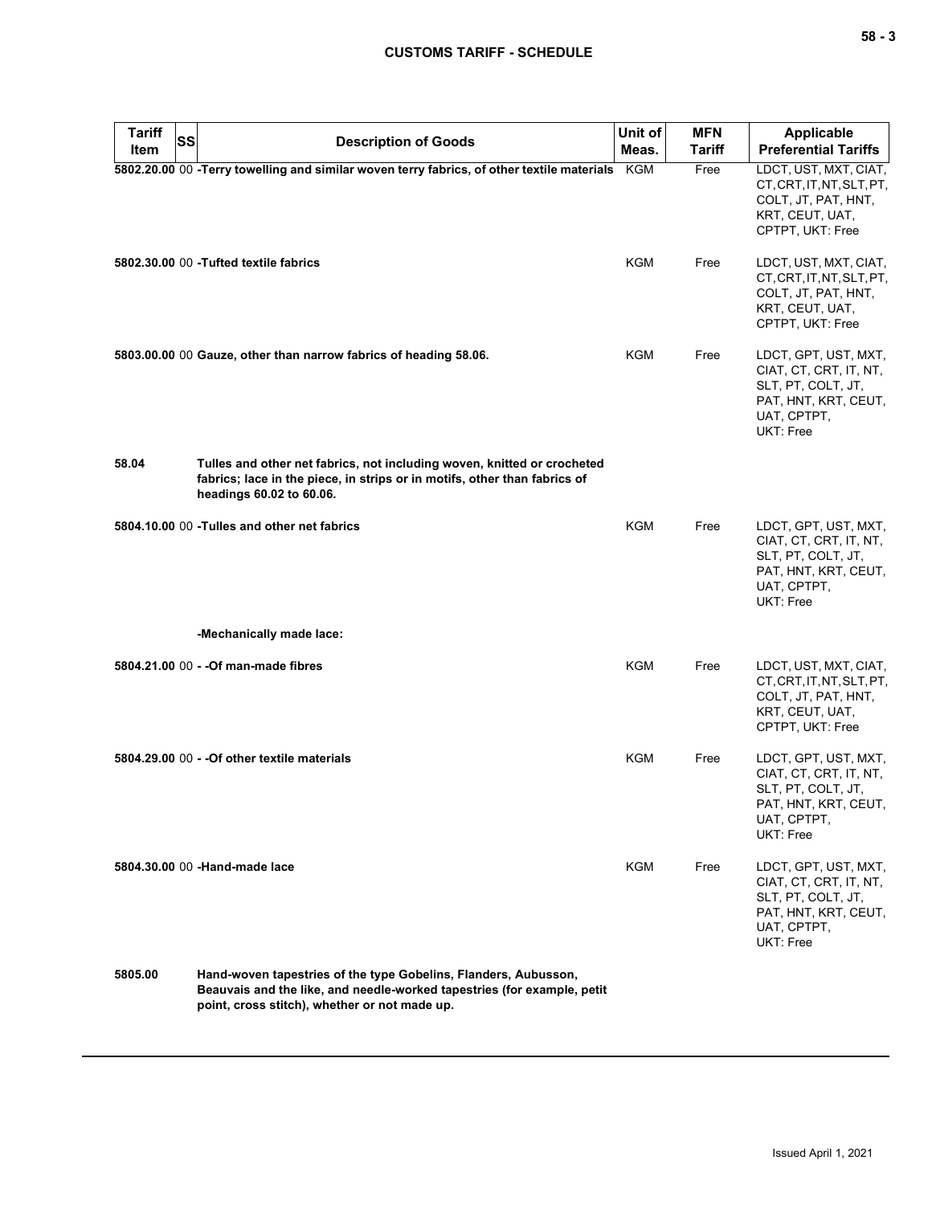| Tariff Item | SS | Description of Goods | Unit of Meas. | MFN Tariff | Applicable Preferential Tariffs |
|---|---|---|---|---|---|
| 5802.20.00 | 00 | -Terry towelling and similar woven terry fabrics, of other textile materials | KGM | Free | LDCT, UST, MXT, CIAT, CT, CRT, IT, NT, SLT, PT, COLT, JT, PAT, HNT, KRT, CEUT, UAT, CPTPT, UKT: Free |
| 5802.30.00 | 00 | -Tufted textile fabrics | KGM | Free | LDCT, UST, MXT, CIAT, CT, CRT, IT, NT, SLT, PT, COLT, JT, PAT, HNT, KRT, CEUT, UAT, CPTPT, UKT: Free |
| 5803.00.00 | 00 | Gauze, other than narrow fabrics of heading 58.06. | KGM | Free | LDCT, GPT, UST, MXT, CIAT, CT, CRT, IT, NT, SLT, PT, COLT, JT, PAT, HNT, KRT, CEUT, UAT, CPTPT, UKT: Free |
| 58.04 | | Tulles and other net fabrics, not including woven, knitted or crocheted fabrics; lace in the piece, in strips or in motifs, other than fabrics of headings 60.02 to 60.06. | | | |
| 5804.10.00 | 00 | -Tulles and other net fabrics | KGM | Free | LDCT, GPT, UST, MXT, CIAT, CT, CRT, IT, NT, SLT, PT, COLT, JT, PAT, HNT, KRT, CEUT, UAT, CPTPT, UKT: Free |
| | | -Mechanically made lace: | | | |
| 5804.21.00 | 00 | - -Of man-made fibres | KGM | Free | LDCT, UST, MXT, CIAT, CT, CRT, IT, NT, SLT, PT, COLT, JT, PAT, HNT, KRT, CEUT, UAT, CPTPT, UKT: Free |
| 5804.29.00 | 00 | - -Of other textile materials | KGM | Free | LDCT, GPT, UST, MXT, CIAT, CT, CRT, IT, NT, SLT, PT, COLT, JT, PAT, HNT, KRT, CEUT, UAT, CPTPT, UKT: Free |
| 5804.30.00 | 00 | -Hand-made lace | KGM | Free | LDCT, GPT, UST, MXT, CIAT, CT, CRT, IT, NT, SLT, PT, COLT, JT, PAT, HNT, KRT, CEUT, UAT, CPTPT, UKT: Free |
| 5805.00 | | Hand-woven tapestries of the type Gobelins, Flanders, Aubusson, Beauvais and the like, and needle-worked tapestries (for example, petit point, cross stitch), whether or not made up. | | | |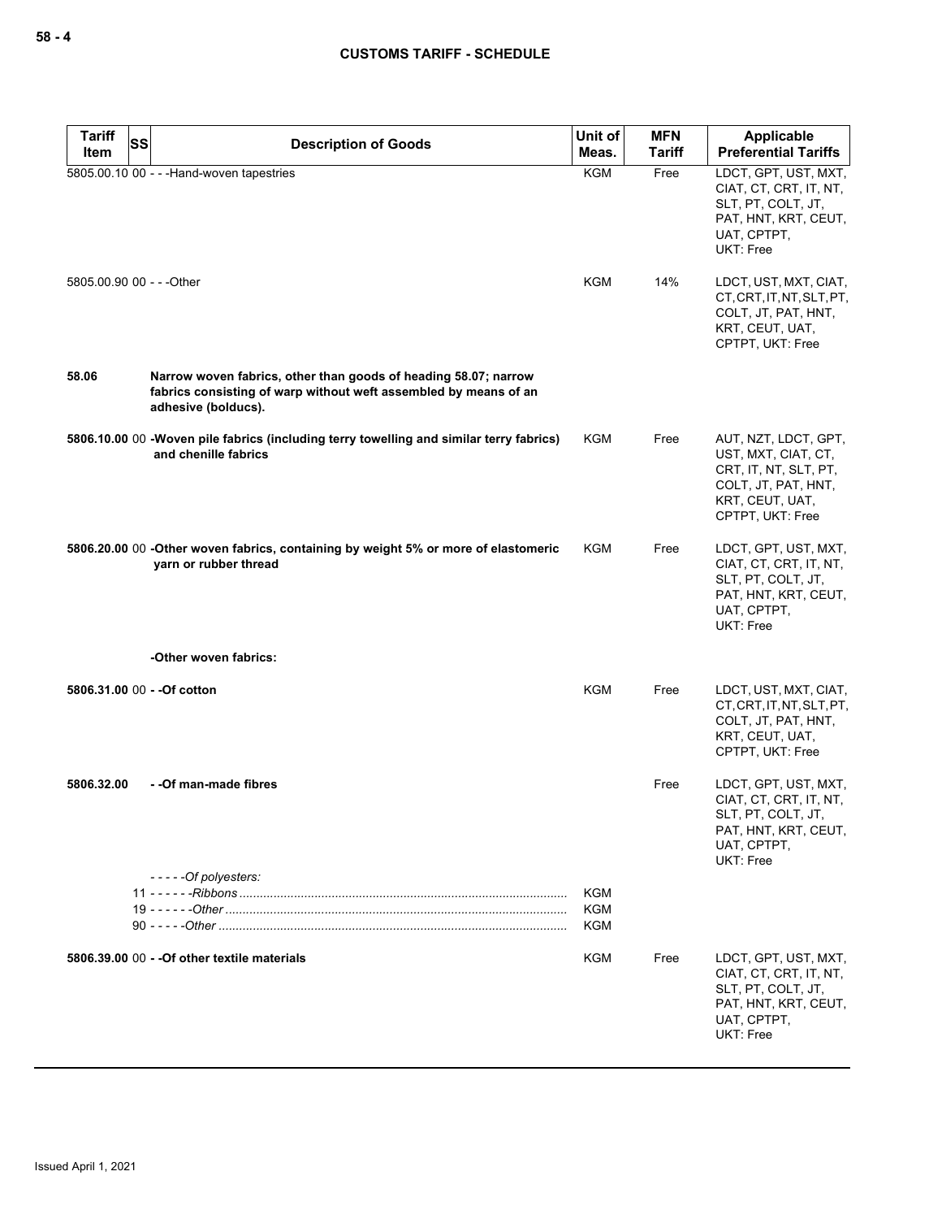| Tariff Item | SS | Description of Goods | Unit of Meas. | MFN Tariff | Applicable Preferential Tariffs |
|---|---|---|---|---|---|
| 5805.00.10 | 00 | - - -Hand-woven tapestries | KGM | Free | LDCT, GPT, UST, MXT, CIAT, CT, CRT, IT, NT, SLT, PT, COLT, JT, PAT, HNT, KRT, CEUT, UAT, CPTPT, UKT: Free |
| 5805.00.90 | 00 | - - -Other | KGM | 14% | LDCT, UST, MXT, CIAT, CT, CRT, IT, NT, SLT, PT, COLT, JT, PAT, HNT, KRT, CEUT, UAT, CPTPT, UKT: Free |
| **58.06** | | **Narrow woven fabrics, other than goods of heading 58.07; narrow fabrics consisting of warp without weft assembled by means of an adhesive (bolducs).** | | | |
| **5806.10.00** | 00 | **-Woven pile fabrics (including terry towelling and similar terry fabrics) and chenille fabrics** | KGM | Free | AUT, NZT, LDCT, GPT, UST, MXT, CIAT, CT, CRT, IT, NT, SLT, PT, COLT, JT, PAT, HNT, KRT, CEUT, UAT, CPTPT, UKT: Free |
| **5806.20.00** | 00 | **-Other woven fabrics, containing by weight 5% or more of elastomeric yarn or rubber thread** | KGM | Free | LDCT, GPT, UST, MXT, CIAT, CT, CRT, IT, NT, SLT, PT, COLT, JT, PAT, HNT, KRT, CEUT, UAT, CPTPT, UKT: Free |
| | | **-Other woven fabrics:** | | | |
| **5806.31.00** | 00 | **- -Of cotton** | KGM | Free | LDCT, UST, MXT, CIAT, CT, CRT, IT, NT, SLT, PT, COLT, JT, PAT, HNT, KRT, CEUT, UAT, CPTPT, UKT: Free |
| **5806.32.00** | | **- -Of man-made fibres** | | Free | LDCT, GPT, UST, MXT, CIAT, CT, CRT, IT, NT, SLT, PT, COLT, JT, PAT, HNT, KRT, CEUT, UAT, CPTPT, UKT: Free |
| | | *- - - - -Of polyesters:* | | | |
| | 11 | *- - - - - -Ribbons* | KGM | | |
| | 19 | *- - - - - -Other* | KGM | | |
| | 90 | *- - - - -Other* | KGM | | |
| **5806.39.00** | 00 | **- -Of other textile materials** | KGM | Free | LDCT, GPT, UST, MXT, CIAT, CT, CRT, IT, NT, SLT, PT, COLT, JT, PAT, HNT, KRT, CEUT, UAT, CPTPT, UKT: Free |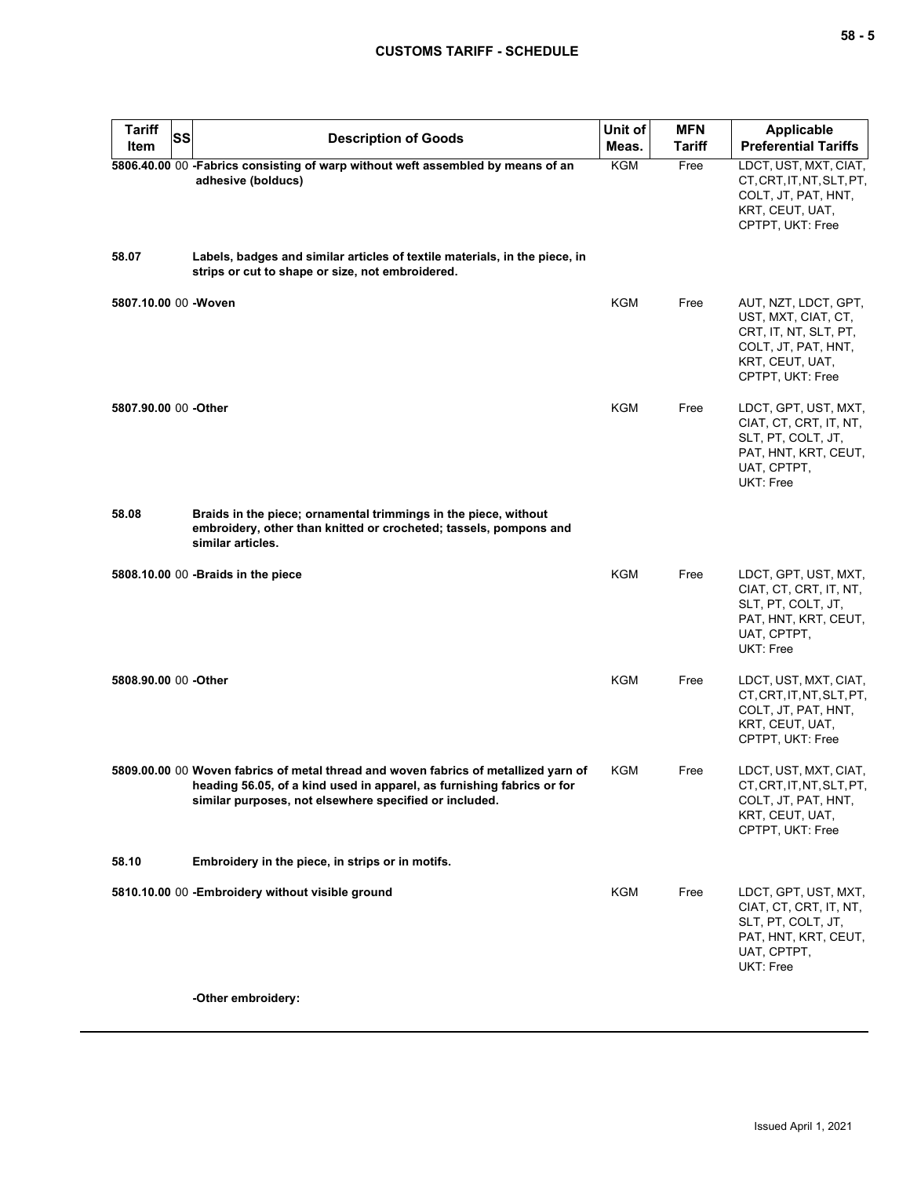| Tariff Item | SS | Description of Goods | Unit of Meas. | MFN Tariff | Applicable Preferential Tariffs |
|---|---|---|---|---|---|
| 5806.40.00 | 00 | **-Fabrics consisting of warp without weft assembled by means of an adhesive (bolducs)** | KGM | Free | LDCT, UST, MXT, CIAT, CT, CRT, IT, NT, SLT, PT, COLT, JT, PAT, HNT, KRT, CEUT, UAT, CPTPT, UKT: Free |
| **58.07** | | **Labels, badges and similar articles of textile materials, in the piece, in strips or cut to shape or size, not embroidered.** | | | |
| 5807.10.00 | 00 | **-Woven** | KGM | Free | AUT, NZT, LDCT, GPT, UST, MXT, CIAT, CT, CRT, IT, NT, SLT, PT, COLT, JT, PAT, HNT, KRT, CEUT, UAT, CPTPT, UKT: Free |
| 5807.90.00 | 00 | **-Other** | KGM | Free | LDCT, GPT, UST, MXT, CIAT, CT, CRT, IT, NT, SLT, PT, COLT, JT, PAT, HNT, KRT, CEUT, UAT, CPTPT, UKT: Free |
| **58.08** | | **Braids in the piece; ornamental trimmings in the piece, without embroidery, other than knitted or crocheted; tassels, pompons and similar articles.** | | | |
| 5808.10.00 | 00 | **-Braids in the piece** | KGM | Free | LDCT, GPT, UST, MXT, CIAT, CT, CRT, IT, NT, SLT, PT, COLT, JT, PAT, HNT, KRT, CEUT, UAT, CPTPT, UKT: Free |
| 5808.90.00 | 00 | **-Other** | KGM | Free | LDCT, UST, MXT, CIAT, CT, CRT, IT, NT, SLT, PT, COLT, JT, PAT, HNT, KRT, CEUT, UAT, CPTPT, UKT: Free |
| 5809.00.00 | 00 | **Woven fabrics of metal thread and woven fabrics of metallized yarn of heading 56.05, of a kind used in apparel, as furnishing fabrics or for similar purposes, not elsewhere specified or included.** | KGM | Free | LDCT, UST, MXT, CIAT, CT, CRT, IT, NT, SLT, PT, COLT, JT, PAT, HNT, KRT, CEUT, UAT, CPTPT, UKT: Free |
| **58.10** | | **Embroidery in the piece, in strips or in motifs.** | | | |
| 5810.10.00 | 00 | **-Embroidery without visible ground** | KGM | Free | LDCT, GPT, UST, MXT, CIAT, CT, CRT, IT, NT, SLT, PT, COLT, JT, PAT, HNT, KRT, CEUT, UAT, CPTPT, UKT: Free |
| | | **-Other embroidery:** | | | |

Issued April 1, 2021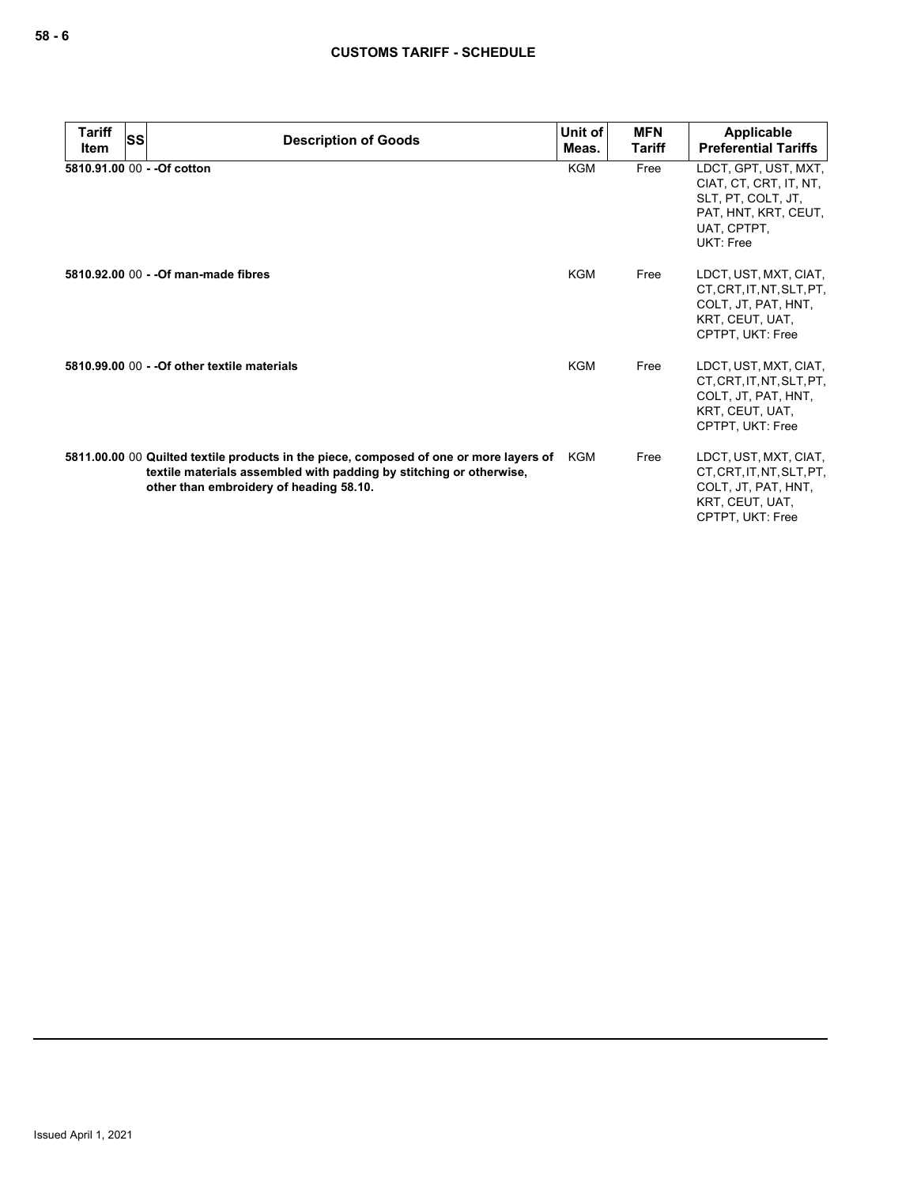| Tariff Item | SS | Description of Goods | Unit of Meas. | MFN Tariff | Applicable Preferential Tariffs |
|---|---|---|---|---|---|
| 5810.91.00 | 00 | - -Of cotton | KGM | Free | LDCT, GPT, UST, MXT, CIAT, CT, CRT, IT, NT, SLT, PT, COLT, JT, PAT, HNT, KRT, CEUT, UAT, CPTPT, UKT: Free |
| 5810.92.00 | 00 | - -Of man-made fibres | KGM | Free | LDCT, UST, MXT, CIAT, CT, CRT, IT, NT, SLT, PT, COLT, JT, PAT, HNT, KRT, CEUT, UAT, CPTPT, UKT: Free |
| 5810.99.00 | 00 | - -Of other textile materials | KGM | Free | LDCT, UST, MXT, CIAT, CT, CRT, IT, NT, SLT, PT, COLT, JT, PAT, HNT, KRT, CEUT, UAT, CPTPT, UKT: Free |
| 5811.00.00 | 00 | Quilted textile products in the piece, composed of one or more layers of textile materials assembled with padding by stitching or otherwise, other than embroidery of heading 58.10. | KGM | Free | LDCT, UST, MXT, CIAT, CT, CRT, IT, NT, SLT, PT, COLT, JT, PAT, HNT, KRT, CEUT, UAT, CPTPT, UKT: Free |